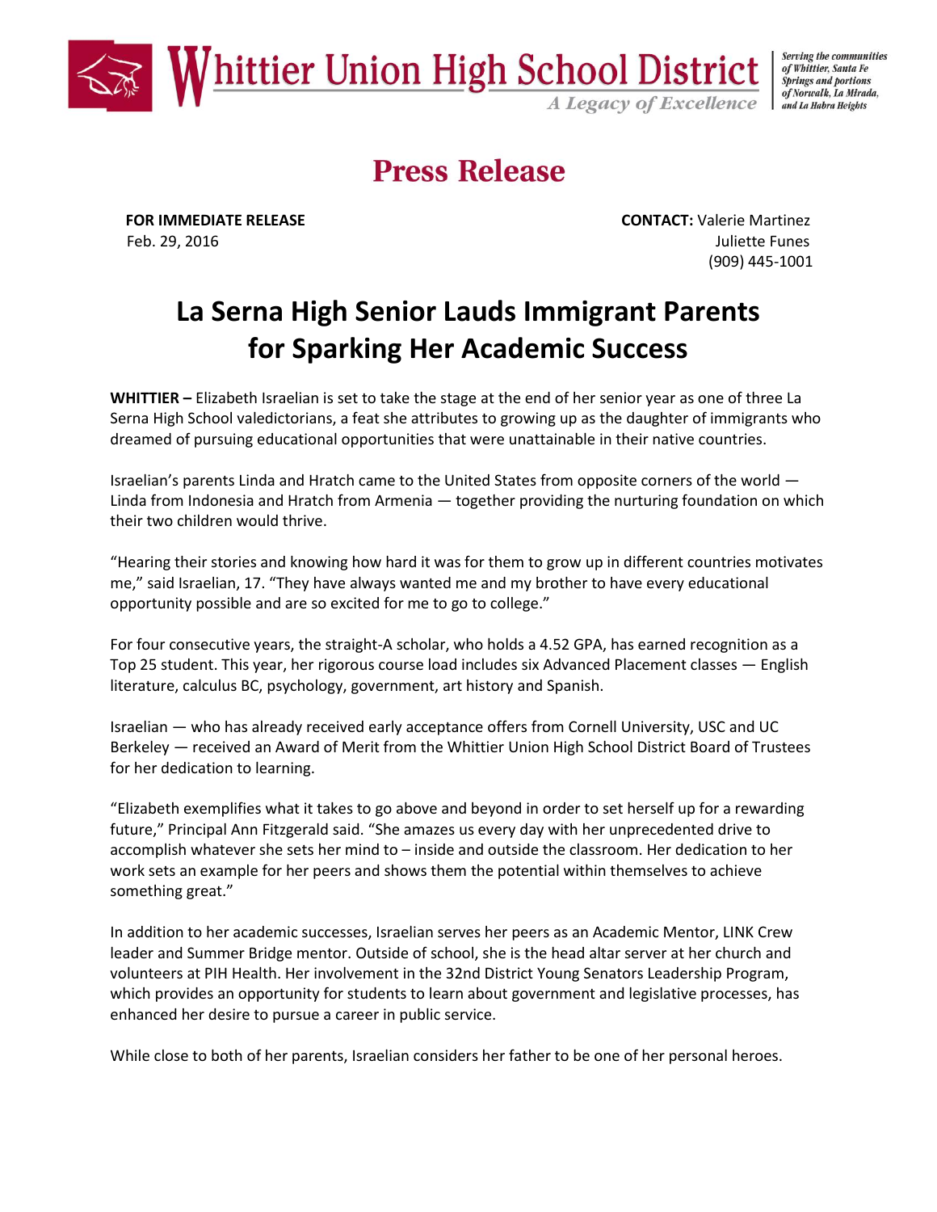**Whittier Union High School District**

*A Legacy of Excellence*

*Serving the communities of Whittier, Santa Fe Springs and portions of Norwalk, La Mirada, and La Habra Heights*

# Press Release

**FOR IMMEDIATE RELEASE**
Feb. 29, 2016

**CONTACT:** Valerie Martinez
Juliette Funes
(909) 445-1001

## La Serna High Senior Lauds Immigrant Parents for Sparking Her Academic Success

**WHITTIER –** Elizabeth Israelian is set to take the stage at the end of her senior year as one of three La Serna High School valedictorians, a feat she attributes to growing up as the daughter of immigrants who dreamed of pursuing educational opportunities that were unattainable in their native countries.

Israelian's parents Linda and Hratch came to the United States from opposite corners of the world — Linda from Indonesia and Hratch from Armenia — together providing the nurturing foundation on which their two children would thrive.

"Hearing their stories and knowing how hard it was for them to grow up in different countries motivates me," said Israelian, 17. "They have always wanted me and my brother to have every educational opportunity possible and are so excited for me to go to college."

For four consecutive years, the straight-A scholar, who holds a 4.52 GPA, has earned recognition as a Top 25 student. This year, her rigorous course load includes six Advanced Placement classes — English literature, calculus BC, psychology, government, art history and Spanish.

Israelian — who has already received early acceptance offers from Cornell University, USC and UC Berkeley — received an Award of Merit from the Whittier Union High School District Board of Trustees for her dedication to learning.

"Elizabeth exemplifies what it takes to go above and beyond in order to set herself up for a rewarding future," Principal Ann Fitzgerald said. "She amazes us every day with her unprecedented drive to accomplish whatever she sets her mind to – inside and outside the classroom. Her dedication to her work sets an example for her peers and shows them the potential within themselves to achieve something great."

In addition to her academic successes, Israelian serves her peers as an Academic Mentor, LINK Crew leader and Summer Bridge mentor. Outside of school, she is the head altar server at her church and volunteers at PIH Health. Her involvement in the 32nd District Young Senators Leadership Program, which provides an opportunity for students to learn about government and legislative processes, has enhanced her desire to pursue a career in public service.

While close to both of her parents, Israelian considers her father to be one of her personal heroes.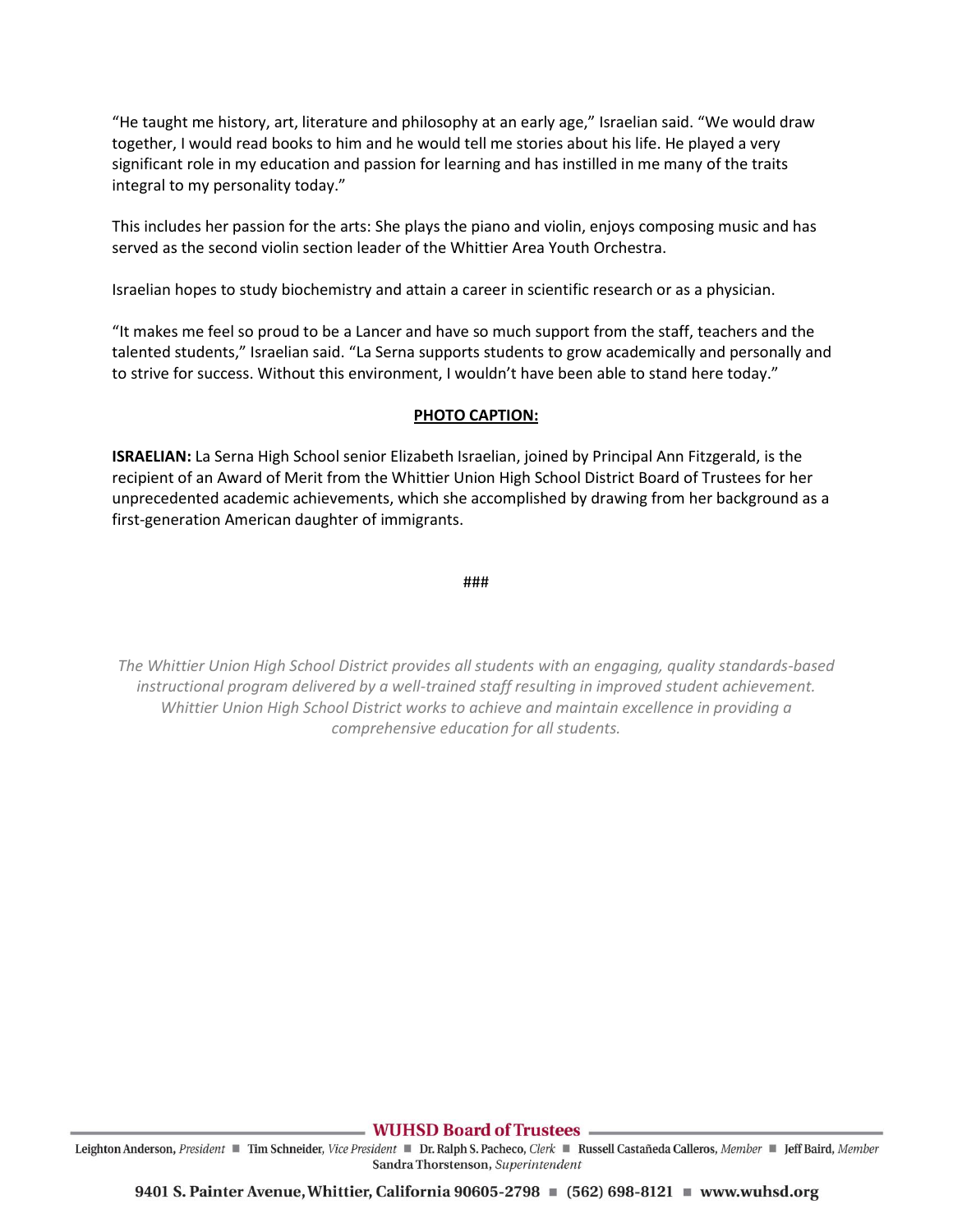"He taught me history, art, literature and philosophy at an early age," Israelian said. "We would draw together, I would read books to him and he would tell me stories about his life. He played a very significant role in my education and passion for learning and has instilled in me many of the traits integral to my personality today."

This includes her passion for the arts: She plays the piano and violin, enjoys composing music and has served as the second violin section leader of the Whittier Area Youth Orchestra.

Israelian hopes to study biochemistry and attain a career in scientific research or as a physician.

"It makes me feel so proud to be a Lancer and have so much support from the staff, teachers and the talented students," Israelian said. "La Serna supports students to grow academically and personally and to strive for success. Without this environment, I wouldn't have been able to stand here today."

**PHOTO CAPTION:**

**ISRAELIAN:** La Serna High School senior Elizabeth Israelian, joined by Principal Ann Fitzgerald, is the recipient of an Award of Merit from the Whittier Union High School District Board of Trustees for her unprecedented academic achievements, which she accomplished by drawing from her background as a first-generation American daughter of immigrants.

###

*The Whittier Union High School District provides all students with an engaging, quality standards-based instructional program delivered by a well-trained staff resulting in improved student achievement. Whittier Union High School District works to achieve and maintain excellence in providing a comprehensive education for all students.*

**WUHSD Board of Trustees**

**Leighton Anderson,** *President* ■ **Tim Schneider,** *Vice President* ■ **Dr. Ralph S. Pacheco,** *Clerk* ■ **Russell Castañeda Calleros,** *Member* ■ **Jeff Baird,** *Member*
**Sandra Thorstenson,** *Superintendent*

**9401 S. Painter Avenue, Whittier, California 90605-2798 ■ (562) 698-8121 ■ www.wuhsd.org**